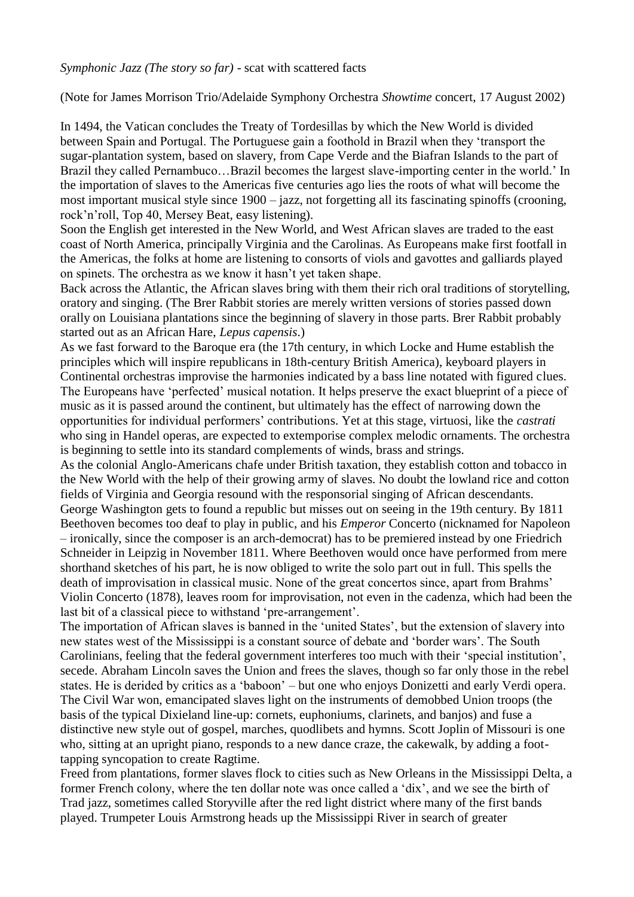*Symphonic Jazz (The story so far)* - scat with scattered facts

(Note for James Morrison Trio/Adelaide Symphony Orchestra *Showtime* concert, 17 August 2002)

In 1494, the Vatican concludes the Treaty of Tordesillas by which the New World is divided between Spain and Portugal. The Portuguese gain a foothold in Brazil when they 'transport the sugar-plantation system, based on slavery, from Cape Verde and the Biafran Islands to the part of Brazil they called Pernambuco…Brazil becomes the largest slave-importing center in the world.' In the importation of slaves to the Americas five centuries ago lies the roots of what will become the most important musical style since 1900 – jazz, not forgetting all its fascinating spinoffs (crooning, rock'n'roll, Top 40, Mersey Beat, easy listening).

Soon the English get interested in the New World, and West African slaves are traded to the east coast of North America, principally Virginia and the Carolinas. As Europeans make first footfall in the Americas, the folks at home are listening to consorts of viols and gavottes and galliards played on spinets. The orchestra as we know it hasn't yet taken shape.

Back across the Atlantic, the African slaves bring with them their rich oral traditions of storytelling, oratory and singing. (The Brer Rabbit stories are merely written versions of stories passed down orally on Louisiana plantations since the beginning of slavery in those parts. Brer Rabbit probably started out as an African Hare, *Lepus capensis*.)

As we fast forward to the Baroque era (the 17th century, in which Locke and Hume establish the principles which will inspire republicans in 18th-century British America), keyboard players in Continental orchestras improvise the harmonies indicated by a bass line notated with figured clues. The Europeans have 'perfected' musical notation. It helps preserve the exact blueprint of a piece of music as it is passed around the continent, but ultimately has the effect of narrowing down the opportunities for individual performers' contributions. Yet at this stage, virtuosi, like the *castrati* who sing in Handel operas, are expected to extemporise complex melodic ornaments. The orchestra is beginning to settle into its standard complements of winds, brass and strings.

As the colonial Anglo-Americans chafe under British taxation, they establish cotton and tobacco in the New World with the help of their growing army of slaves. No doubt the lowland rice and cotton fields of Virginia and Georgia resound with the responsorial singing of African descendants. George Washington gets to found a republic but misses out on seeing in the 19th century. By 1811 Beethoven becomes too deaf to play in public, and his *Emperor* Concerto (nicknamed for Napoleon – ironically, since the composer is an arch-democrat) has to be premiered instead by one Friedrich Schneider in Leipzig in November 1811. Where Beethoven would once have performed from mere shorthand sketches of his part, he is now obliged to write the solo part out in full. This spells the death of improvisation in classical music. None of the great concertos since, apart from Brahms' Violin Concerto (1878), leaves room for improvisation, not even in the cadenza, which had been the last bit of a classical piece to withstand 'pre-arrangement'.

The importation of African slaves is banned in the 'united States', but the extension of slavery into new states west of the Mississippi is a constant source of debate and 'border wars'. The South Carolinians, feeling that the federal government interferes too much with their 'special institution', secede. Abraham Lincoln saves the Union and frees the slaves, though so far only those in the rebel states. He is derided by critics as a 'baboon' – but one who enjoys Donizetti and early Verdi opera. The Civil War won, emancipated slaves light on the instruments of demobbed Union troops (the basis of the typical Dixieland line-up: cornets, euphoniums, clarinets, and banjos) and fuse a distinctive new style out of gospel, marches, quodlibets and hymns. Scott Joplin of Missouri is one who, sitting at an upright piano, responds to a new dance craze, the cakewalk, by adding a foot-tapping syncopation to create Ragtime.

Freed from plantations, former slaves flock to cities such as New Orleans in the Mississippi Delta, a former French colony, where the ten dollar note was once called a 'dix', and we see the birth of Trad jazz, sometimes called Storyville after the red light district where many of the first bands played. Trumpeter Louis Armstrong heads up the Mississippi River in search of greater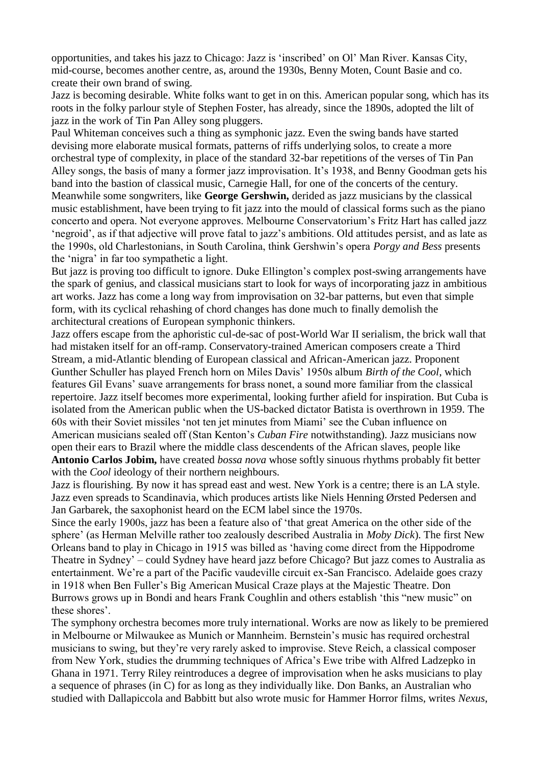opportunities, and takes his jazz to Chicago: Jazz is 'inscribed' on Ol' Man River. Kansas City, mid-course, becomes another centre, as, around the 1930s, Benny Moten, Count Basie and co. create their own brand of swing.

Jazz is becoming desirable. White folks want to get in on this. American popular song, which has its roots in the folky parlour style of Stephen Foster, has already, since the 1890s, adopted the lilt of jazz in the work of Tin Pan Alley song pluggers.

Paul Whiteman conceives such a thing as symphonic jazz. Even the swing bands have started devising more elaborate musical formats, patterns of riffs underlying solos, to create a more orchestral type of complexity, in place of the standard 32-bar repetitions of the verses of Tin Pan Alley songs, the basis of many a former jazz improvisation. It's 1938, and Benny Goodman gets his band into the bastion of classical music, Carnegie Hall, for one of the concerts of the century.

Meanwhile some songwriters, like **George Gershwin,** derided as jazz musicians by the classical music establishment, have been trying to fit jazz into the mould of classical forms such as the piano concerto and opera. Not everyone approves. Melbourne Conservatorium's Fritz Hart has called jazz 'negroid', as if that adjective will prove fatal to jazz's ambitions. Old attitudes persist, and as late as the 1990s, old Charlestonians, in South Carolina, think Gershwin's opera *Porgy and Bess* presents the 'nigra' in far too sympathetic a light.

But jazz is proving too difficult to ignore. Duke Ellington's complex post-swing arrangements have the spark of genius, and classical musicians start to look for ways of incorporating jazz in ambitious art works. Jazz has come a long way from improvisation on 32-bar patterns, but even that simple form, with its cyclical rehashing of chord changes has done much to finally demolish the architectural creations of European symphonic thinkers.

Jazz offers escape from the aphoristic cul-de-sac of post-World War II serialism, the brick wall that had mistaken itself for an off-ramp. Conservatory-trained American composers create a Third Stream, a mid-Atlantic blending of European classical and African-American jazz. Proponent Gunther Schuller has played French horn on Miles Davis' 1950s album *Birth of the Cool*, which features Gil Evans' suave arrangements for brass nonet, a sound more familiar from the classical repertoire. Jazz itself becomes more experimental, looking further afield for inspiration. But Cuba is isolated from the American public when the US-backed dictator Batista is overthrown in 1959. The 60s with their Soviet missiles 'not ten jet minutes from Miami' see the Cuban influence on American musicians sealed off (Stan Kenton's *Cuban Fire* notwithstanding). Jazz musicians now open their ears to Brazil where the middle class descendents of the African slaves, people like **Antonio Carlos Jobim,** have created *bossa nova* whose softly sinuous rhythms probably fit better with the *Cool* ideology of their northern neighbours.

Jazz is flourishing. By now it has spread east and west. New York is a centre; there is an LA style. Jazz even spreads to Scandinavia, which produces artists like Niels Henning Ørsted Pedersen and Jan Garbarek, the saxophonist heard on the ECM label since the 1970s.

Since the early 1900s, jazz has been a feature also of 'that great America on the other side of the sphere' (as Herman Melville rather too zealously described Australia in *Moby Dick*). The first New Orleans band to play in Chicago in 1915 was billed as 'having come direct from the Hippodrome Theatre in Sydney' – could Sydney have heard jazz before Chicago? But jazz comes to Australia as entertainment. We're a part of the Pacific vaudeville circuit ex-San Francisco. Adelaide goes crazy in 1918 when Ben Fuller's Big American Musical Craze plays at the Majestic Theatre. Don Burrows grows up in Bondi and hears Frank Coughlin and others establish 'this "new music" on these shores'.

The symphony orchestra becomes more truly international. Works are now as likely to be premiered in Melbourne or Milwaukee as Munich or Mannheim. Bernstein's music has required orchestral musicians to swing, but they're very rarely asked to improvise. Steve Reich, a classical composer from New York, studies the drumming techniques of Africa's Ewe tribe with Alfred Ladzepko in Ghana in 1971. Terry Riley reintroduces a degree of improvisation when he asks musicians to play a sequence of phrases (in C) for as long as they individually like. Don Banks, an Australian who studied with Dallapiccola and Babbitt but also wrote music for Hammer Horror films, writes *Nexus*,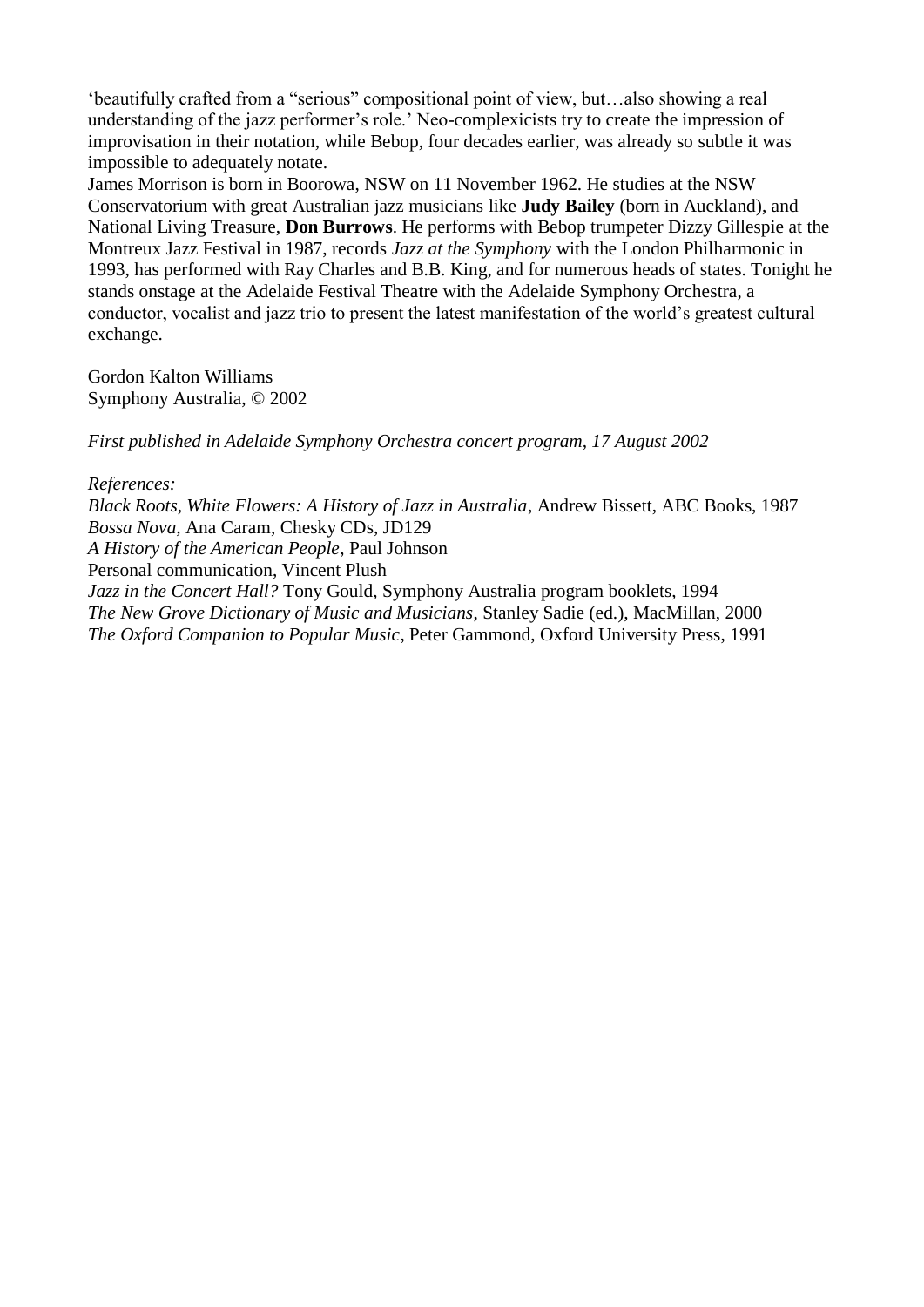'beautifully crafted from a "serious" compositional point of view, but…also showing a real understanding of the jazz performer's role.' Neo-complexicists try to create the impression of improvisation in their notation, while Bebop, four decades earlier, was already so subtle it was impossible to adequately notate.

James Morrison is born in Boorowa, NSW on 11 November 1962. He studies at the NSW Conservatorium with great Australian jazz musicians like **Judy Bailey** (born in Auckland), and National Living Treasure, **Don Burrows**. He performs with Bebop trumpeter Dizzy Gillespie at the Montreux Jazz Festival in 1987, records *Jazz at the Symphony* with the London Philharmonic in 1993, has performed with Ray Charles and B.B. King, and for numerous heads of states. Tonight he stands onstage at the Adelaide Festival Theatre with the Adelaide Symphony Orchestra, a conductor, vocalist and jazz trio to present the latest manifestation of the world's greatest cultural exchange.

Gordon Kalton Williams
Symphony Australia, © 2002

*First published in Adelaide Symphony Orchestra concert program, 17 August 2002*

*References:*
*Black Roots, White Flowers: A History of Jazz in Australia*, Andrew Bissett, ABC Books, 1987
*Bossa Nova,* Ana Caram, Chesky CDs, JD129
*A History of the American People*, Paul Johnson
Personal communication, Vincent Plush
*Jazz in the Concert Hall?* Tony Gould, Symphony Australia program booklets, 1994
*The New Grove Dictionary of Music and Musicians*, Stanley Sadie (ed.), MacMillan, 2000
*The Oxford Companion to Popular Music*, Peter Gammond, Oxford University Press, 1991